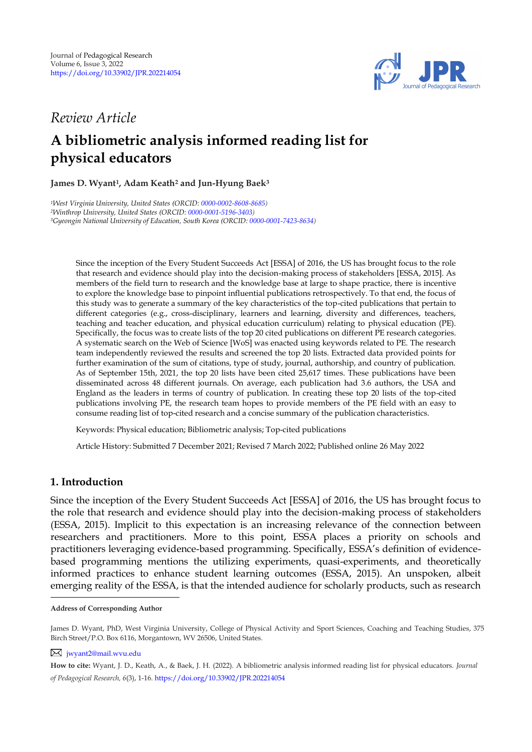Journal of Pedagogical Research
Volume 6, Issue 3, 2022
https://doi.org/10.33902/JPR.202214054

*Review Article*

# A bibliometric analysis informed reading list for physical educators

**James D. Wyant[1], Adam Keath[2] and Jun-Hyung Baek[3]**

[1] *West Virginia University, United States (ORCID: 0000-0002-8608-8685)*
[2] *Winthrop University, United States (ORCID: 0000-0001-5196-3403)*
[3] *Gyeongin National University of Education, South Korea (ORCID: 0000-0001-7423-8634)*

Since the inception of the Every Student Succeeds Act [ESSA] of 2016, the US has brought focus to the role that research and evidence should play into the decision-making process of stakeholders [ESSA, 2015]. As members of the field turn to research and the knowledge base at large to shape practice, there is incentive to explore the knowledge base to pinpoint influential publications retrospectively. To that end, the focus of this study was to generate a summary of the key characteristics of the top-cited publications that pertain to different categories (e.g., cross-disciplinary, learners and learning, diversity and differences, teachers, teaching and teacher education, and physical education curriculum) relating to physical education (PE). Specifically, the focus was to create lists of the top 20 cited publications on different PE research categories. A systematic search on the Web of Science [WoS] was enacted using keywords related to PE. The research team independently reviewed the results and screened the top 20 lists. Extracted data provided points for further examination of the sum of citations, type of study, journal, authorship, and country of publication. As of September 15th, 2021, the top 20 lists have been cited 25,617 times. These publications have been disseminated across 48 different journals. On average, each publication had 3.6 authors, the USA and England as the leaders in terms of country of publication. In creating these top 20 lists of the top-cited publications involving PE, the research team hopes to provide members of the PE field with an easy to consume reading list of top-cited research and a concise summary of the publication characteristics.

Keywords: Physical education; Bibliometric analysis; Top-cited publications

Article History: Submitted 7 December 2021; Revised 7 March 2022; Published online 26 May 2022

## 1. Introduction

Since the inception of the Every Student Succeeds Act [ESSA] of 2016, the US has brought focus to the role that research and evidence should play into the decision-making process of stakeholders (ESSA, 2015). Implicit to this expectation is an increasing relevance of the connection between researchers and practitioners. More to this point, ESSA places a priority on schools and practitioners leveraging evidence-based programming. Specifically, ESSA's definition of evidence-based programming mentions the utilizing experiments, quasi-experiments, and theoretically informed practices to enhance student learning outcomes (ESSA, 2015). An unspoken, albeit emerging reality of the ESSA, is that the intended audience for scholarly products, such as research

---

**Address of Corresponding Author**

James D. Wyant, PhD, West Virginia University, College of Physical Activity and Sport Sciences, Coaching and Teaching Studies, 375 Birch Street/P.O. Box 6116, Morgantown, WV 26506, United States.

jwyant2@mail.wvu.edu

**How to cite:** Wyant, J. D., Keath, A., & Baek, J. H. (2022). A bibliometric analysis informed reading list for physical educators. *Journal of Pedagogical Research, 6*(3), 1-16. https://doi.org/10.33902/JPR.202214054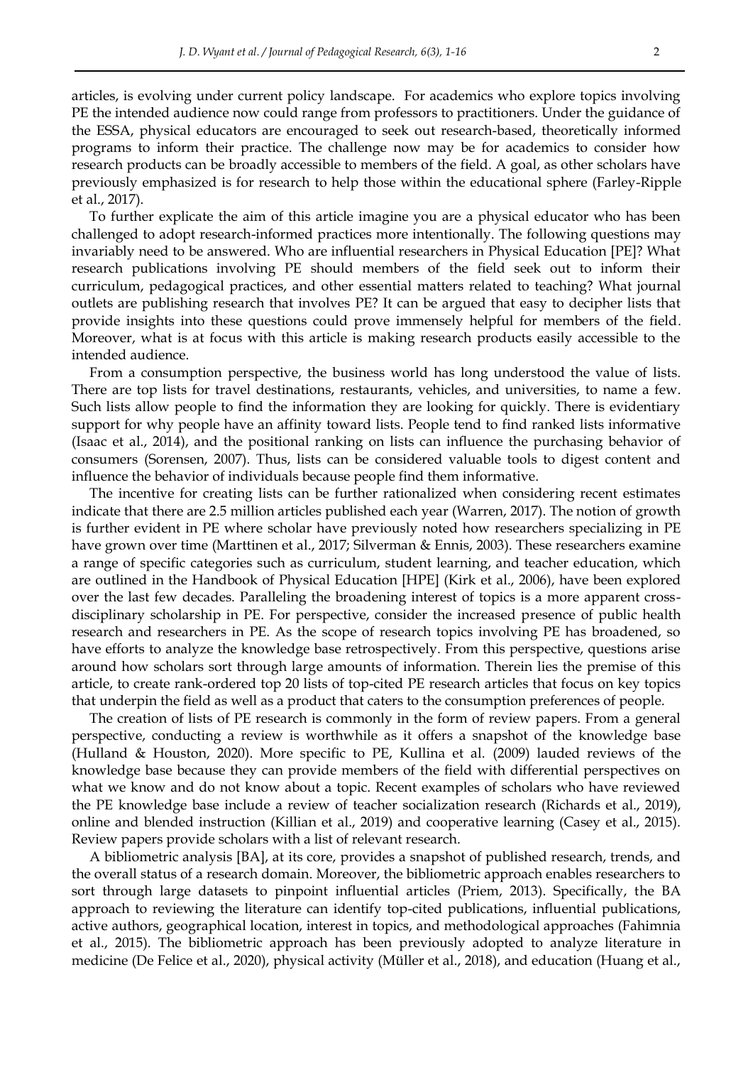articles, is evolving under current policy landscape. For academics who explore topics involving PE the intended audience now could range from professors to practitioners. Under the guidance of the ESSA, physical educators are encouraged to seek out research-based, theoretically informed programs to inform their practice. The challenge now may be for academics to consider how research products can be broadly accessible to members of the field. A goal, as other scholars have previously emphasized is for research to help those within the educational sphere (Farley-Ripple et al., 2017).

To further explicate the aim of this article imagine you are a physical educator who has been challenged to adopt research-informed practices more intentionally. The following questions may invariably need to be answered. Who are influential researchers in Physical Education [PE]? What research publications involving PE should members of the field seek out to inform their curriculum, pedagogical practices, and other essential matters related to teaching? What journal outlets are publishing research that involves PE? It can be argued that easy to decipher lists that provide insights into these questions could prove immensely helpful for members of the field. Moreover, what is at focus with this article is making research products easily accessible to the intended audience.

From a consumption perspective, the business world has long understood the value of lists. There are top lists for travel destinations, restaurants, vehicles, and universities, to name a few. Such lists allow people to find the information they are looking for quickly. There is evidentiary support for why people have an affinity toward lists. People tend to find ranked lists informative (Isaac et al., 2014), and the positional ranking on lists can influence the purchasing behavior of consumers (Sorensen, 2007). Thus, lists can be considered valuable tools to digest content and influence the behavior of individuals because people find them informative.

The incentive for creating lists can be further rationalized when considering recent estimates indicate that there are 2.5 million articles published each year (Warren, 2017). The notion of growth is further evident in PE where scholar have previously noted how researchers specializing in PE have grown over time (Marttinen et al., 2017; Silverman & Ennis, 2003). These researchers examine a range of specific categories such as curriculum, student learning, and teacher education, which are outlined in the Handbook of Physical Education [HPE] (Kirk et al., 2006), have been explored over the last few decades. Paralleling the broadening interest of topics is a more apparent cross-disciplinary scholarship in PE. For perspective, consider the increased presence of public health research and researchers in PE. As the scope of research topics involving PE has broadened, so have efforts to analyze the knowledge base retrospectively. From this perspective, questions arise around how scholars sort through large amounts of information. Therein lies the premise of this article, to create rank-ordered top 20 lists of top-cited PE research articles that focus on key topics that underpin the field as well as a product that caters to the consumption preferences of people.

The creation of lists of PE research is commonly in the form of review papers. From a general perspective, conducting a review is worthwhile as it offers a snapshot of the knowledge base (Hulland & Houston, 2020). More specific to PE, Kullina et al. (2009) lauded reviews of the knowledge base because they can provide members of the field with differential perspectives on what we know and do not know about a topic. Recent examples of scholars who have reviewed the PE knowledge base include a review of teacher socialization research (Richards et al., 2019), online and blended instruction (Killian et al., 2019) and cooperative learning (Casey et al., 2015). Review papers provide scholars with a list of relevant research.

A bibliometric analysis [BA], at its core, provides a snapshot of published research, trends, and the overall status of a research domain. Moreover, the bibliometric approach enables researchers to sort through large datasets to pinpoint influential articles (Priem, 2013). Specifically, the BA approach to reviewing the literature can identify top-cited publications, influential publications, active authors, geographical location, interest in topics, and methodological approaches (Fahimnia et al., 2015). The bibliometric approach has been previously adopted to analyze literature in medicine (De Felice et al., 2020), physical activity (Müller et al., 2018), and education (Huang et al.,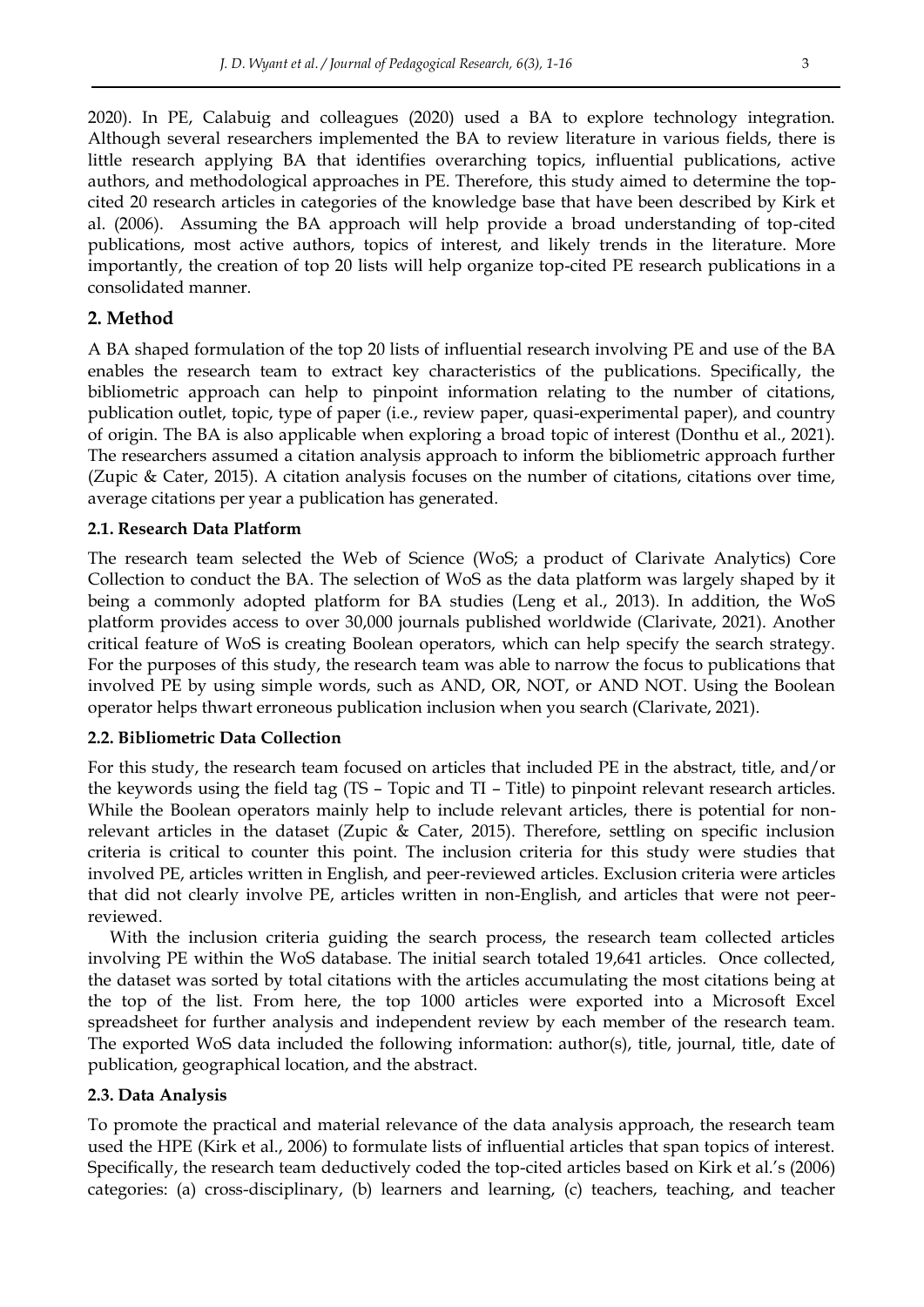2020). In PE, Calabuig and colleagues (2020) used a BA to explore technology integration. Although several researchers implemented the BA to review literature in various fields, there is little research applying BA that identifies overarching topics, influential publications, active authors, and methodological approaches in PE. Therefore, this study aimed to determine the top-cited 20 research articles in categories of the knowledge base that have been described by Kirk et al. (2006). Assuming the BA approach will help provide a broad understanding of top-cited publications, most active authors, topics of interest, and likely trends in the literature. More importantly, the creation of top 20 lists will help organize top-cited PE research publications in a consolidated manner.

## 2. Method

A BA shaped formulation of the top 20 lists of influential research involving PE and use of the BA enables the research team to extract key characteristics of the publications. Specifically, the bibliometric approach can help to pinpoint information relating to the number of citations, publication outlet, topic, type of paper (i.e., review paper, quasi-experimental paper), and country of origin. The BA is also applicable when exploring a broad topic of interest (Donthu et al., 2021). The researchers assumed a citation analysis approach to inform the bibliometric approach further (Zupic & Cater, 2015). A citation analysis focuses on the number of citations, citations over time, average citations per year a publication has generated.

### 2.1. Research Data Platform

The research team selected the Web of Science (WoS; a product of Clarivate Analytics) Core Collection to conduct the BA. The selection of WoS as the data platform was largely shaped by it being a commonly adopted platform for BA studies (Leng et al., 2013). In addition, the WoS platform provides access to over 30,000 journals published worldwide (Clarivate, 2021). Another critical feature of WoS is creating Boolean operators, which can help specify the search strategy. For the purposes of this study, the research team was able to narrow the focus to publications that involved PE by using simple words, such as AND, OR, NOT, or AND NOT. Using the Boolean operator helps thwart erroneous publication inclusion when you search (Clarivate, 2021).

### 2.2. Bibliometric Data Collection

For this study, the research team focused on articles that included PE in the abstract, title, and/or the keywords using the field tag (TS – Topic and TI – Title) to pinpoint relevant research articles. While the Boolean operators mainly help to include relevant articles, there is potential for non-relevant articles in the dataset (Zupic & Cater, 2015). Therefore, settling on specific inclusion criteria is critical to counter this point. The inclusion criteria for this study were studies that involved PE, articles written in English, and peer-reviewed articles. Exclusion criteria were articles that did not clearly involve PE, articles written in non-English, and articles that were not peer-reviewed.

With the inclusion criteria guiding the search process, the research team collected articles involving PE within the WoS database. The initial search totaled 19,641 articles. Once collected, the dataset was sorted by total citations with the articles accumulating the most citations being at the top of the list. From here, the top 1000 articles were exported into a Microsoft Excel spreadsheet for further analysis and independent review by each member of the research team. The exported WoS data included the following information: author(s), title, journal, title, date of publication, geographical location, and the abstract.

### 2.3. Data Analysis

To promote the practical and material relevance of the data analysis approach, the research team used the HPE (Kirk et al., 2006) to formulate lists of influential articles that span topics of interest. Specifically, the research team deductively coded the top-cited articles based on Kirk et al.'s (2006) categories: (a) cross-disciplinary, (b) learners and learning, (c) teachers, teaching, and teacher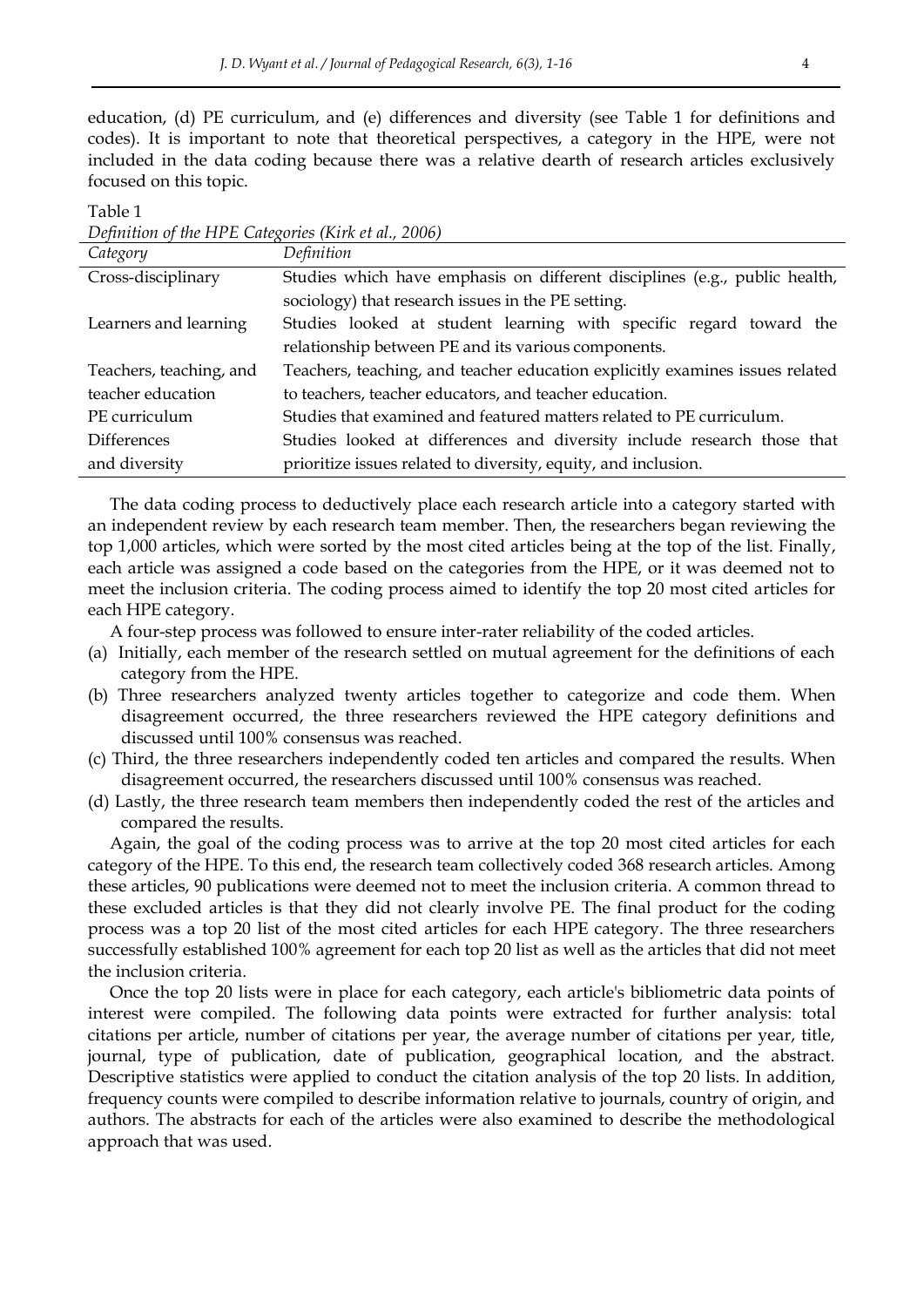education, (d) PE curriculum, and (e) differences and diversity (see Table 1 for definitions and codes). It is important to note that theoretical perspectives, a category in the HPE, were not included in the data coding because there was a relative dearth of research articles exclusively focused on this topic.

Table 1
*Definition of the HPE Categories (Kirk et al., 2006)*

| *Category* | *Definition* |
|---|---|
| Cross-disciplinary | Studies which have emphasis on different disciplines (e.g., public health, sociology) that research issues in the PE setting. |
| Learners and learning | Studies looked at student learning with specific regard toward the relationship between PE and its various components. |
| Teachers, teaching, and teacher education | Teachers, teaching, and teacher education explicitly examines issues related to teachers, teacher educators, and teacher education. |
| PE curriculum | Studies that examined and featured matters related to PE curriculum. |
| Differences and diversity | Studies looked at differences and diversity include research those that prioritize issues related to diversity, equity, and inclusion. |

The data coding process to deductively place each research article into a category started with an independent review by each research team member. Then, the researchers began reviewing the top 1,000 articles, which were sorted by the most cited articles being at the top of the list. Finally, each article was assigned a code based on the categories from the HPE, or it was deemed not to meet the inclusion criteria. The coding process aimed to identify the top 20 most cited articles for each HPE category.

A four-step process was followed to ensure inter-rater reliability of the coded articles.

(a) Initially, each member of the research settled on mutual agreement for the definitions of each category from the HPE.
(b) Three researchers analyzed twenty articles together to categorize and code them. When disagreement occurred, the three researchers reviewed the HPE category definitions and discussed until 100% consensus was reached.
(c) Third, the three researchers independently coded ten articles and compared the results. When disagreement occurred, the researchers discussed until 100% consensus was reached.
(d) Lastly, the three research team members then independently coded the rest of the articles and compared the results.

Again, the goal of the coding process was to arrive at the top 20 most cited articles for each category of the HPE. To this end, the research team collectively coded 368 research articles. Among these articles, 90 publications were deemed not to meet the inclusion criteria. A common thread to these excluded articles is that they did not clearly involve PE. The final product for the coding process was a top 20 list of the most cited articles for each HPE category. The three researchers successfully established 100% agreement for each top 20 list as well as the articles that did not meet the inclusion criteria.

Once the top 20 lists were in place for each category, each article's bibliometric data points of interest were compiled. The following data points were extracted for further analysis: total citations per article, number of citations per year, the average number of citations per year, title, journal, type of publication, date of publication, geographical location, and the abstract. Descriptive statistics were applied to conduct the citation analysis of the top 20 lists. In addition, frequency counts were compiled to describe information relative to journals, country of origin, and authors. The abstracts for each of the articles were also examined to describe the methodological approach that was used.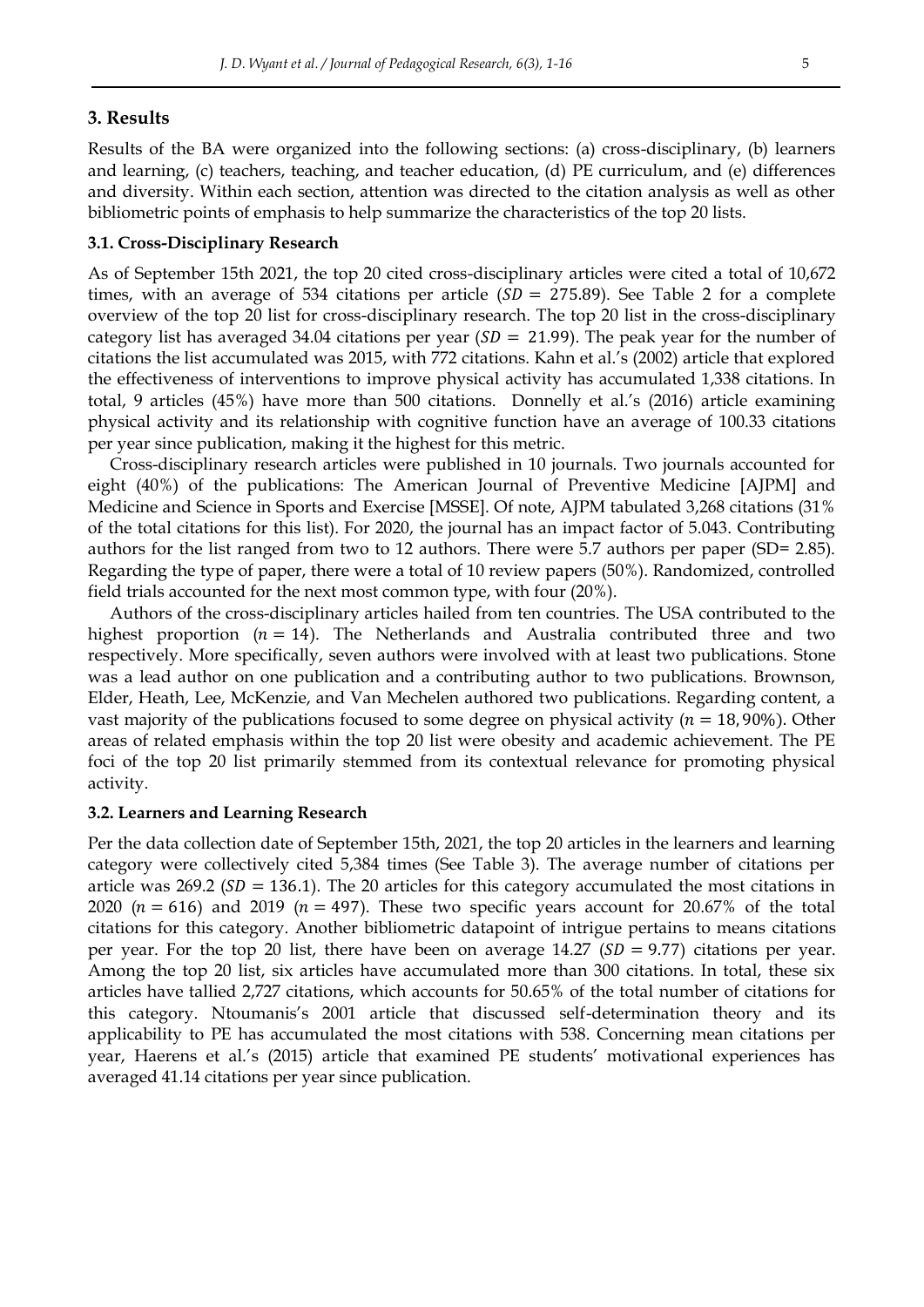## 3. Results

Results of the BA were organized into the following sections: (a) cross-disciplinary, (b) learners and learning, (c) teachers, teaching, and teacher education, (d) PE curriculum, and (e) differences and diversity. Within each section, attention was directed to the citation analysis as well as other bibliometric points of emphasis to help summarize the characteristics of the top 20 lists.

### 3.1. Cross-Disciplinary Research

As of September 15th 2021, the top 20 cited cross-disciplinary articles were cited a total of 10,672 times, with an average of 534 citations per article ($SD = 275.89$). See Table 2 for a complete overview of the top 20 list for cross-disciplinary research. The top 20 list in the cross-disciplinary category list has averaged 34.04 citations per year ($SD = 21.99$). The peak year for the number of citations the list accumulated was 2015, with 772 citations. Kahn et al.'s (2002) article that explored the effectiveness of interventions to improve physical activity has accumulated 1,338 citations. In total, 9 articles (45%) have more than 500 citations. Donnelly et al.'s (2016) article examining physical activity and its relationship with cognitive function have an average of 100.33 citations per year since publication, making it the highest for this metric.

Cross-disciplinary research articles were published in 10 journals. Two journals accounted for eight (40%) of the publications: The American Journal of Preventive Medicine [AJPM] and Medicine and Science in Sports and Exercise [MSSE]. Of note, AJPM tabulated 3,268 citations (31% of the total citations for this list). For 2020, the journal has an impact factor of 5.043. Contributing authors for the list ranged from two to 12 authors. There were 5.7 authors per paper (SD= 2.85). Regarding the type of paper, there were a total of 10 review papers (50%). Randomized, controlled field trials accounted for the next most common type, with four (20%).

Authors of the cross-disciplinary articles hailed from ten countries. The USA contributed to the highest proportion ($n = 14$). The Netherlands and Australia contributed three and two respectively. More specifically, seven authors were involved with at least two publications. Stone was a lead author on one publication and a contributing author to two publications. Brownson, Elder, Heath, Lee, McKenzie, and Van Mechelen authored two publications. Regarding content, a vast majority of the publications focused to some degree on physical activity ($n = 18$, 90%). Other areas of related emphasis within the top 20 list were obesity and academic achievement. The PE foci of the top 20 list primarily stemmed from its contextual relevance for promoting physical activity.

### 3.2. Learners and Learning Research

Per the data collection date of September 15th, 2021, the top 20 articles in the learners and learning category were collectively cited 5,384 times (See Table 3). The average number of citations per article was 269.2 ($SD = 136.1$). The 20 articles for this category accumulated the most citations in 2020 ($n = 616$) and 2019 ($n = 497$). These two specific years account for 20.67% of the total citations for this category. Another bibliometric datapoint of intrigue pertains to means citations per year. For the top 20 list, there have been on average 14.27 ($SD = 9.77$) citations per year. Among the top 20 list, six articles have accumulated more than 300 citations. In total, these six articles have tallied 2,727 citations, which accounts for 50.65% of the total number of citations for this category. Ntoumanis's 2001 article that discussed self-determination theory and its applicability to PE has accumulated the most citations with 538. Concerning mean citations per year, Haerens et al.'s (2015) article that examined PE students' motivational experiences has averaged 41.14 citations per year since publication.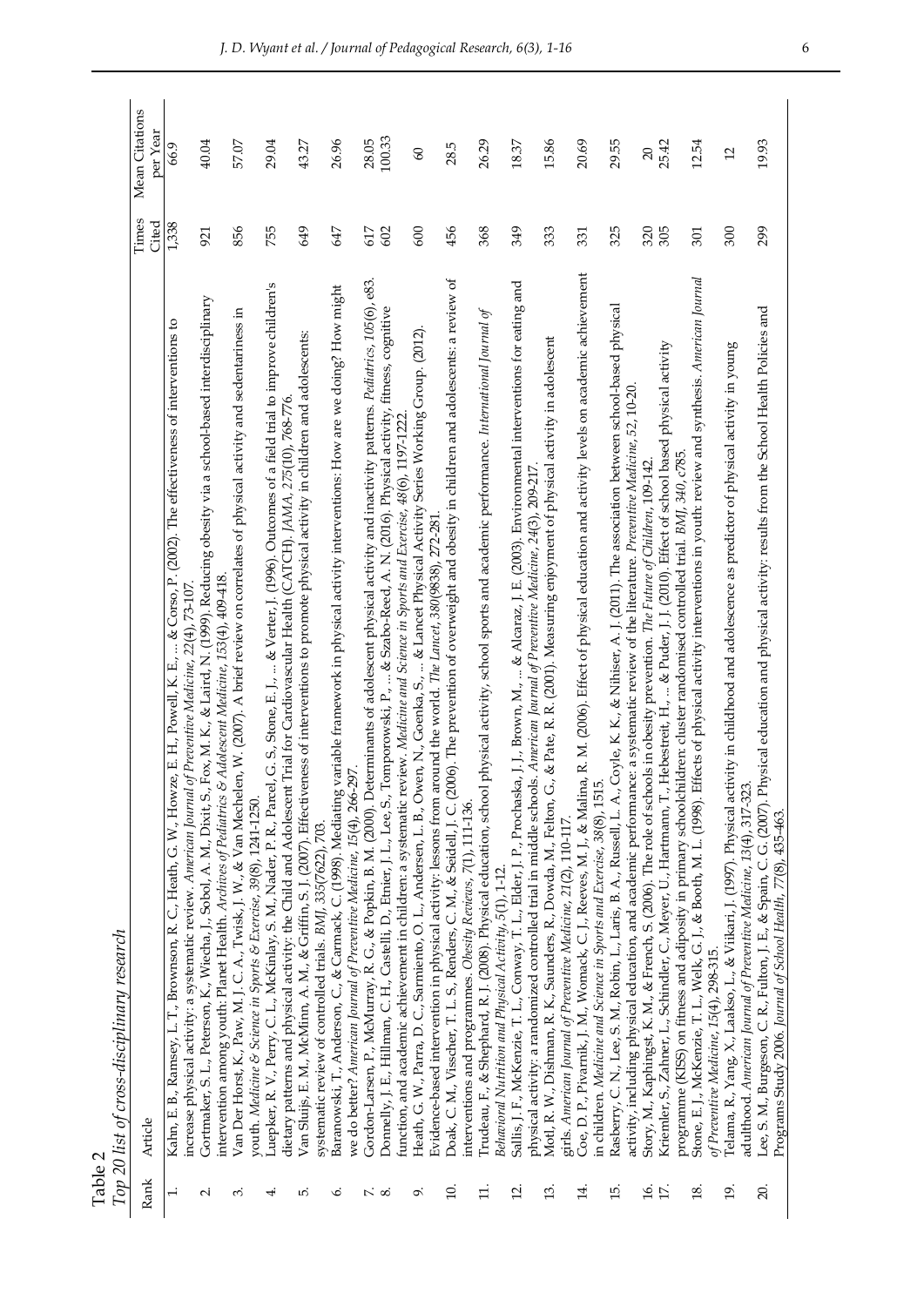Table 2

*Top 20 list of cross-disciplinary research*

| Rank | Article | Times Cited | Mean Citations per Year |
|---|---|---|---|
| 1. | Kahn, E. B., Ramsey, L. T., Brownson, R. C., Heath, G. W., Howze, E. H., Powell, K. E., ... & Corso, P. (2002). The effectiveness of interventions to increase physical activity: a systematic review. *American Journal of Preventive Medicine, 22*(4), 73-107. | 1,338 | 66.9 |
| 2. | Gortmaker, S. L., Peterson, K., Wiecha, J., Sobol, A. M., Dixit, S., Fox, M. K., & Laird, N. (1999). Reducing obesity via a school-based interdisciplinary intervention among youth: Planet Health. *Archives of Pediatrics & Adolescent Medicine, 153*(4), 409-418. | 921 | 40.04 |
| 3. | Van Der Horst, K., Paw, M. J. C. A., Twisk, J. W., & Van Mechelen, W. (2007). A brief review on correlates of physical activity and sedentariness in youth. *Medicine & Science in Sports & Exercise, 39*(8), 1241-1250. | 856 | 57.07 |
| 4. | Luepker, R. V., Perry, C. L., McKinlay, S. M., Nader, P. R., Parcel, G. S., Stone, E. J., ... & Verter, J. (1996). Outcomes of a field trial to improve children's dietary patterns and physical activity: the Child and Adolescent Trial for Cardiovascular Health (CATCH). *JAMA, 275*(10), 768-776. | 755 | 29.04 |
| 5. | Van Sluijs, E. M., McMinn, A. M., & Griffin, S. J. (2007). Effectiveness of interventions to promote physical activity in children and adolescents: systematic review of controlled trials. *BMJ, 335*(7622), 703. | 649 | 43.27 |
| 6. | Baranowski, T., Anderson, C., & Carmack, C. (1998). Mediating variable framework in physical activity interventions: How are we doing? How might we do better? *American Journal of Preventive Medicine, 15*(4), 266-297. | 647 | 26.96 |
| 7. | Gordon-Larsen, P., McMurray, R. G., & Popkin, B. M. (2000). Determinants of adolescent physical activity and inactivity patterns. *Pediatrics, 105*(6), e83. | 617 | 28.05 |
| 8. | Donnelly, J. E., Hillman, C. H., Castelli, D., Etnier, J. L., Lee, S., Tomporowski, P., ... & Szabo-Reed, A. N. (2016). Physical activity, fitness, cognitive function, and academic achievement in children: a systematic review. *Medicine and Science in Sports and Exercise, 48*(6), 1197-1222. | 602 | 100.33 |
| 9. | Heath, G. W., Parra, D. C., Sarmiento, O. L., Andersen, L. B., Owen, N., Goenka, S., ... & Lancet Physical Activity Series Working Group. (2012). Evidence-based intervention in physical activity: lessons from around the world. *The Lancet, 380*(9838), 272-281. | 600 | 60 |
| 10. | Doak, C. M., Visscher, T. L. S., Renders, C. M., & Seidell, J. C. (2006). The prevention of overweight and obesity in children and adolescents: a review of interventions and programmes. *Obesity Reviews, 7*(1), 111-136. | 456 | 28.5 |
| 11. | Trudeau, F., & Shephard, R. J. (2008). Physical education, school physical activity, school sports and academic performance. *International Journal of Behavioral Nutrition and Physical Activity, 5*(1), 1-12. | 368 | 26.29 |
| 12. | Sallis, J. F., McKenzie, T. L., Conway, T. L., Elder, J. P., Prochaska, J. J., Brown, M., ... & Alcaraz, J. E. (2003). Environmental interventions for eating and physical activity: a randomized controlled trial in middle schools. *American Journal of Preventive Medicine, 24*(3), 209-217. | 349 | 18.37 |
| 13. | Motl, R. W., Dishman, R. K., Saunders, R., Dowda, M., Felton, G., & Pate, R. R. (2001). Measuring enjoyment of physical activity in adolescent girls. *American Journal of Preventive Medicine, 21*(2), 110-117. | 333 | 15.86 |
| 14. | Coe, D. P., Pivarnik, J. M., Womack, C. J., Reeves, M. J., & Malina, R. M. (2006). Effect of physical education and activity levels on academic achievement in children. *Medicine and Science in Sports and Exercise, 38*(8), 1515. | 331 | 20.69 |
| 15. | Rasberry, C. N., Lee, S. M., Robin, L., Laris, B. A., Russell, L. A., Coyle, K. K., & Nihiser, A. J. (2011). The association between school-based physical activity, including physical education, and academic performance: a systematic review of the literature. *Preventive Medicine, 52*, 10-20. | 325 | 29.55 |
| 16. | Story, M., Kaphingst, K. M., & French, S. (2006). The role of schools in obesity prevention. *The Future of Children*, 109-142. | 320 | 20 |
| 17. | Kriemler, S., Zahner, L., Schindler, C., Meyer, U., Hartmann, T., Hebestreit, H., ... & Puder, J. J. (2010). Effect of school based physical activity programme (KISS) on fitness and adiposity in primary schoolchildren: cluster randomised controlled trial. *BMJ, 340*, c785. | 305 | 25.42 |
| 18. | Stone, E. J., McKenzie, T. L., Welk, G. J., & Booth, M. L. (1998). Effects of physical activity interventions in youth: review and synthesis. *American Journal of Preventive Medicine, 15*(4), 298-315. | 301 | 12.54 |
| 19. | Telama, R., Yang, X., Laakso, L., & Viikari, J. (1997). Physical activity in childhood and adolescence as predictor of physical activity in young adulthood. *American Journal of Preventive Medicine, 13*(4), 317-323. | 300 | 12 |
| 20. | Lee, S. M., Burgeson, C. R., Fulton, J. E., & Spain, C. G. (2007). Physical education and physical activity: results from the School Health Policies and Programs Study 2006. *Journal of School Health, 77*(8), 435-463. | 299 | 19.93 |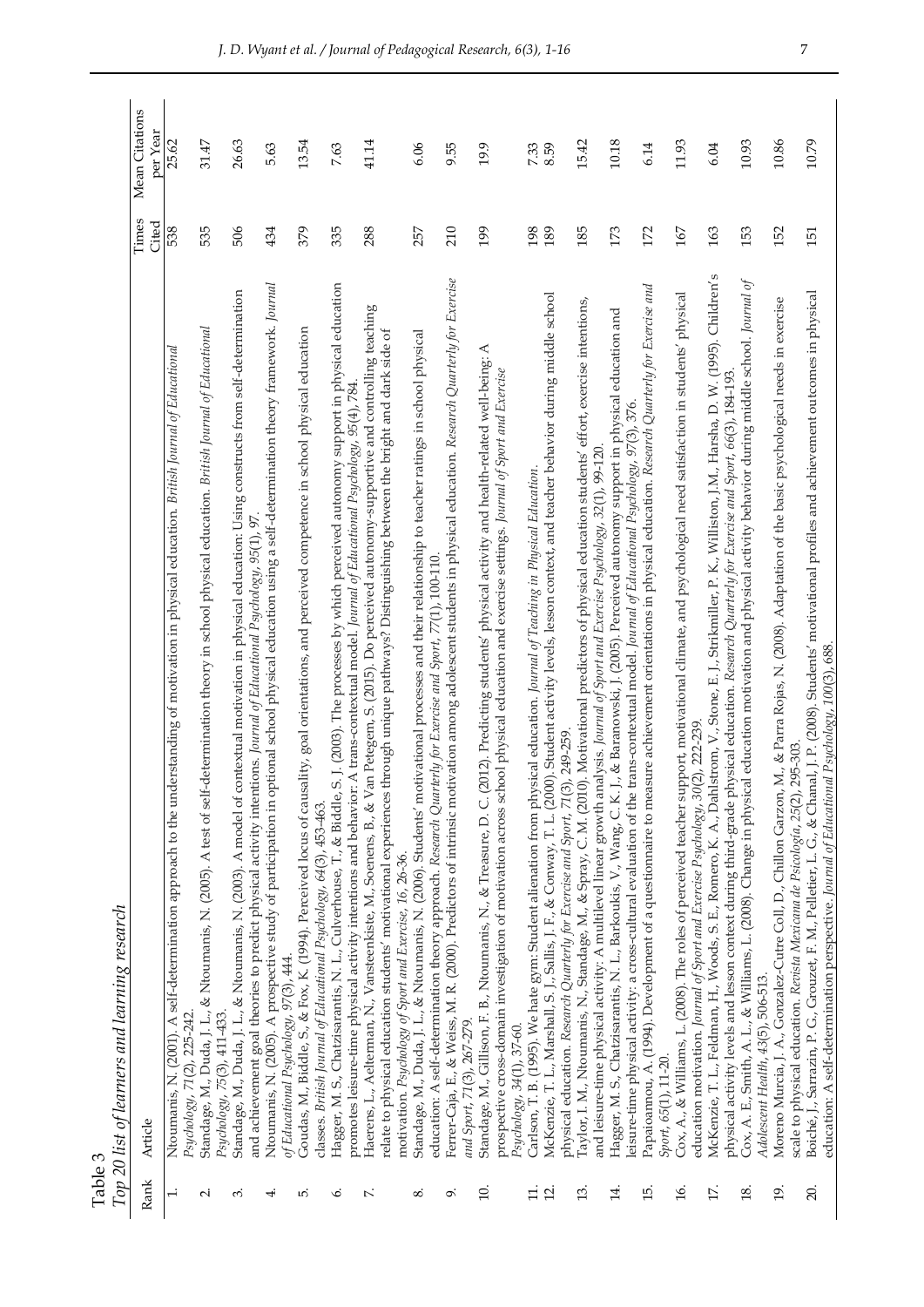Table 3

*Top 20 list of learners and learning research*

| Rank | Article | Times Cited | Mean Citations per Year |
|---|---|---|---|
| 1. | Ntoumanis, N. (2001). A self-determination approach to the understanding of motivation in physical education. *British Journal of Educational Psychology, 71*(2), 225-242. | 538 | 25.62 |
| 2. | Standage, M., Duda, J. L., & Ntoumanis, N. (2005). A test of self-determination theory in school physical education. *British Journal of Educational Psychology, 75*(3), 411-433. | 535 | 31.47 |
| 3. | Standage, M., Duda, J. L., & Ntoumanis, N. (2003). A model of contextual motivation in physical education: Using constructs from self-determination and achievement goal theories to predict physical activity intentions. *Journal of Educational Psychology, 95*(1), 97. | 506 | 26.63 |
| 4. | Ntoumanis, N. (2005). A prospective study of participation in optional school physical education using a self-determination theory framework. *Journal of Educational Psychology, 97*(3), 444. | 434 | 5.63 |
| 5. | Goudas, M., Biddle, S., & Fox, K. (1994). Perceived locus of causality, goal orientations, and perceived competence in school physical education classes. *British Journal of Educational Psychology, 64*(3), 453-463. | 379 | 13.54 |
| 6. | Hagger, M. S., Chatzisarantis, N. L., Culverhouse, T., & Biddle, S. J. (2003). The processes by which perceived autonomy support in physical education promotes leisure-time physical activity intentions and behavior: A trans-contextual model. *Journal of Educational Psychology, 95*(4), 784. | 335 | 7.63 |
| 7. | Haerens, L., Aelterman, N., Vansteenkiste, M., Soenens, B., & Van Petegem, S. (2015). Do perceived autonomy-supportive and controlling teaching relate to physical education students' motivational experiences through unique pathways? Distinguishing between the bright and dark side of motivation. *Psychology of Sport and Exercise, 16*, 26-36. | 288 | 41.14 |
| 8. | Standage, M., Duda, J. L., & Ntoumanis, N. (2006). Students' motivational processes and their relationship to teacher ratings in school physical education: A self-determination theory approach. *Research Quarterly for Exercise and Sport, 77*(1), 100-110. | 257 | 6.06 |
| 9. | Ferrer-Caja, E., & Weiss, M. R. (2000). Predictors of intrinsic motivation among adolescent students in physical education. *Research Quarterly for Exercise and Sport, 71*(3), 267-279. | 210 | 9.55 |
| 10. | Standage, M., Gillison, F. B., Ntoumanis, N., & Treasure, D. C. (2012). Predicting students' physical activity and health-related well-being: A prospective cross-domain investigation of motivation across school physical education and exercise settings. *Journal of Sport and Exercise Psychology, 34*(1), 37-60. | 199 | 19.9 |
| 11. | Carlson, T. B. (1995). We hate gym: Student alienation from physical education. *Journal of Teaching in Physical Education.* | 198 | 7.33 |
| 12. | McKenzie, T. L., Marshall, S. J., Sallis, J. F., & Conway, T. L. (2000). Student activity levels, lesson context, and teacher behavior during middle school physical education. *Research Quarterly for Exercise and Sport, 71*(3), 249-259. | 189 | 8.59 |
| 13. | Taylor, I. M., Ntoumanis, N., Standage, M., & Spray, C. M. (2010). Motivational predictors of physical education students' effort, exercise intentions, and leisure-time physical activity: A multilevel linear growth analysis. *Journal of Sport and Exercise Psychology, 32*(1), 99-120. | 185 | 15.42 |
| 14. | Hagger, M. S., Chatzisarantis, N. L., Barkoukis, V., Wang, C. K. J., & Baranowski, J. (2005). Perceived autonomy support in physical education and leisure-time physical activity: a cross-cultural evaluation of the trans-contextual model. *Journal of Educational Psychology, 97*(3), 376. | 173 | 10.18 |
| 15. | Papaioannou, A. (1994). Development of a questionnaire to measure achievement orientations in physical education. *Research Quarterly for Exercise and Sport, 65*(1), 11-20. | 172 | 6.14 |
| 16. | Cox, A., & Williams, L. (2008). The roles of perceived teacher support, motivational climate, and psychological need satisfaction in students' physical education motivation. *Journal of Sport and Exercise Psychology, 30*(2), 222-239. | 167 | 11.93 |
| 17. | McKenzie, T. L., Feldman, H., Woods, S. E., Romero, K. A., Dahlstrom, V., Stone, E. J., Strikmiller, P. K., Williston, J.M., Harsha, D. W. (1995). Children's physical activity levels and lesson context during third-grade physical education. *Research Quarterly for Exercise and Sport, 66*(3), 184-193. | 163 | 6.04 |
| 18. | Cox, A. E., Smith, A. L., & Williams, L. (2008). Change in physical education motivation and physical activity behavior during middle school. *Journal of Adolescent Health, 43*(5), 506-513. | 153 | 10.93 |
| 19. | Moreno Murcia, J. A., Gonzalez-Cutre Coll, D., Chillon Garzon, M., & Parra Rojas, N. (2008). Adaptation of the basic psychological needs in exercise scale to physical education. *Revista Mexicana de Psicología, 25*(2), 295-303. | 152 | 10.86 |
| 20. | Boiché, J., Sarrazin, P. G., Grouzet, F. M., Pelletier, L. G., & Chanal, J. P. (2008). Students' motivational profiles and achievement outcomes in physical education: A self-determination perspective. *Journal of Educational Psychology, 100*(3), 688. | 151 | 10.79 |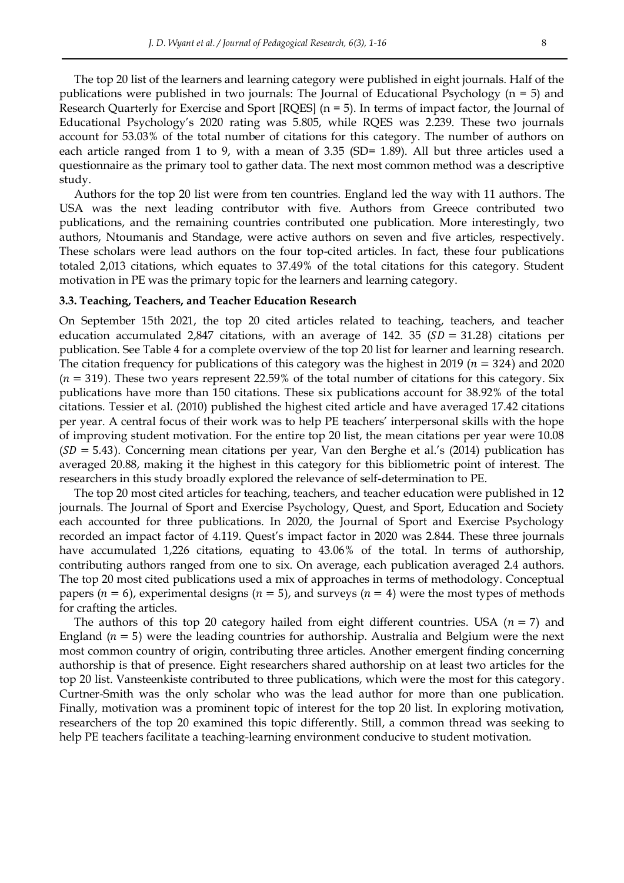The top 20 list of the learners and learning category were published in eight journals. Half of the publications were published in two journals: The Journal of Educational Psychology (n = 5) and Research Quarterly for Exercise and Sport [RQES] (n = 5). In terms of impact factor, the Journal of Educational Psychology's 2020 rating was 5.805, while RQES was 2.239. These two journals account for 53.03% of the total number of citations for this category. The number of authors on each article ranged from 1 to 9, with a mean of 3.35 (SD= 1.89). All but three articles used a questionnaire as the primary tool to gather data. The next most common method was a descriptive study.

Authors for the top 20 list were from ten countries. England led the way with 11 authors. The USA was the next leading contributor with five. Authors from Greece contributed two publications, and the remaining countries contributed one publication. More interestingly, two authors, Ntoumanis and Standage, were active authors on seven and five articles, respectively. These scholars were lead authors on the four top-cited articles. In fact, these four publications totaled 2,013 citations, which equates to 37.49% of the total citations for this category. Student motivation in PE was the primary topic for the learners and learning category.

### 3.3. Teaching, Teachers, and Teacher Education Research

On September 15th 2021, the top 20 cited articles related to teaching, teachers, and teacher education accumulated 2,847 citations, with an average of 142. 35 ($SD = 31.28$) citations per publication. See Table 4 for a complete overview of the top 20 list for learner and learning research. The citation frequency for publications of this category was the highest in 2019 ($n = 324$) and 2020 ($n = 319$). These two years represent 22.59% of the total number of citations for this category. Six publications have more than 150 citations. These six publications account for 38.92% of the total citations. Tessier et al. (2010) published the highest cited article and have averaged 17.42 citations per year. A central focus of their work was to help PE teachers' interpersonal skills with the hope of improving student motivation. For the entire top 20 list, the mean citations per year were 10.08 ($SD = 5.43$). Concerning mean citations per year, Van den Berghe et al.'s (2014) publication has averaged 20.88, making it the highest in this category for this bibliometric point of interest. The researchers in this study broadly explored the relevance of self-determination to PE.

The top 20 most cited articles for teaching, teachers, and teacher education were published in 12 journals. The Journal of Sport and Exercise Psychology, Quest, and Sport, Education and Society each accounted for three publications. In 2020, the Journal of Sport and Exercise Psychology recorded an impact factor of 4.119. Quest's impact factor in 2020 was 2.844. These three journals have accumulated 1,226 citations, equating to 43.06% of the total. In terms of authorship, contributing authors ranged from one to six. On average, each publication averaged 2.4 authors. The top 20 most cited publications used a mix of approaches in terms of methodology. Conceptual papers ($n = 6$), experimental designs ($n = 5$), and surveys ($n = 4$) were the most types of methods for crafting the articles.

The authors of this top 20 category hailed from eight different countries. USA ($n = 7$) and England ($n = 5$) were the leading countries for authorship. Australia and Belgium were the next most common country of origin, contributing three articles. Another emergent finding concerning authorship is that of presence. Eight researchers shared authorship on at least two articles for the top 20 list. Vansteenkiste contributed to three publications, which were the most for this category. Curtner-Smith was the only scholar who was the lead author for more than one publication. Finally, motivation was a prominent topic of interest for the top 20 list. In exploring motivation, researchers of the top 20 examined this topic differently. Still, a common thread was seeking to help PE teachers facilitate a teaching-learning environment conducive to student motivation.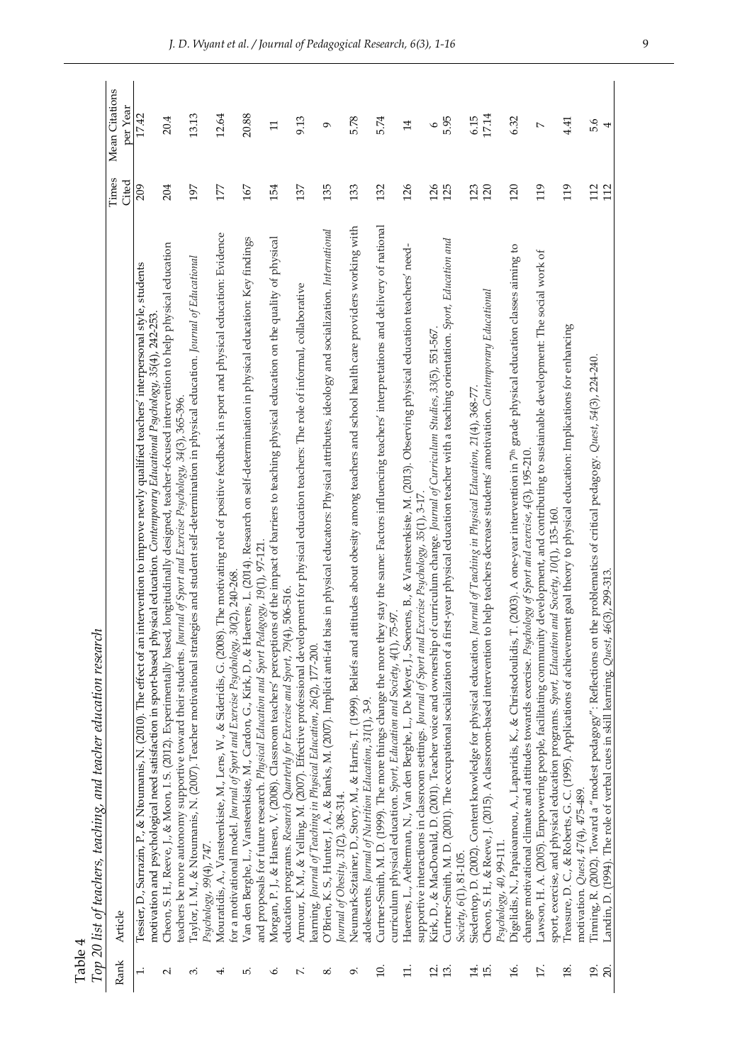Table 4

*Top 20 list of teachers, teaching, and teacher education research*

| Rank | Article | Times Cited | Mean Citations per Year |
|---|---|---|---|
| 1. | Tessier, D., Sarrazin, P., & Ntoumanis, N. (2010). The effect of an intervention to improve newly qualified teachers' interpersonal style, students motivation and psychological need satisfaction in sport-based physical education. *Contemporary Educational Psychology, 35*(4), 242-253. | 209 | 17.42 |
| 2. | Cheon, S. H., Reeve, J., & Moon, I. S. (2012). Experimentally based, longitudinally designed, teacher-focused intervention to help physical education teachers be more autonomy supportive toward their students. *Journal of Sport and Exercise Psychology, 34*(3), 365-396. | 204 | 20.4 |
| 3. | Taylor, I. M., & Ntoumanis, N. (2007). Teacher motivational strategies and student self-determination in physical education. *Journal of Educational Psychology, 99*(4), 747. | 197 | 13.13 |
| 4. | Mouratidis, A., Vansteenkiste, M., Lens, W., & Sideridis, G. (2008). The motivating role of positive feedback in sport and physical education: Evidence for a motivational model. *Journal of Sport and Exercise Psychology, 30*(2), 240-268. | 177 | 12.64 |
| 5. | Van den Berghe, L., Vansteenkiste, M., Cardon, G., Kirk, D., & Haerens, L. (2014). Research on self-determination in physical education: Key findings and proposals for future research. *Physical Education and Sport Pedagogy, 19*(1), 97-121. | 167 | 20.88 |
| 6. | Morgan, P. J., & Hansen, V. (2008). Classroom teachers' perceptions of the impact of barriers to teaching physical education on the quality of physical education programs. *Research Quarterly for Exercise and Sport, 79*(4), 506-516. | 154 | 11 |
| 7. | Armour, K. M., & Yelling, M. (2007). Effective professional development for physical education teachers: The role of informal, collaborative learning. *Journal of Teaching in Physical Education, 26*(2), 177-200. | 137 | 9.13 |
| 8. | O'Brien, K. S., Hunter, J. A., & Banks, M. (2007). Implicit anti-fat bias in physical educators: Physical attributes, ideology and socialization. *International Journal of Obesity, 31*(2), 308-314. | 135 | 9 |
| 9. | Neumark-Sztainer, D., Story, M., & Harris, T. (1999). Beliefs and attitudes about obesity among teachers and school health care providers working with adolescents. *Journal of Nutrition Education, 31*(1), 3-9. | 133 | 5.78 |
| 10. | Curtner-Smith, M. D. (1999). The more things change the more they stay the same: Factors influencing teachers' interpretations and delivery of national curriculum physical education. *Sport, Education and Society, 4*(1), 75-97. | 132 | 5.74 |
| 11. | Haerens, L., Aelterman, N., Van den Berghe, L., De Meyer, J., Soenens, B., & Vansteenkiste, M. (2013). Observing physical education teachers' need-supportive interactions in classroom settings. *Journal of Sport and Exercise Psychology, 35*(1), 3-17. | 126 | 14 |
| 12. | Kirk, D., & MacDonald, D. (2001). Teacher voice and ownership of curriculum change. *Journal of Curriculum Studies, 33*(5), 551-567. | 126 | 6 |
| 13. | Curtner-Smith, M. D. (2001). The occupational socialization of a first-year physical education teacher with a teaching orientation. *Sport, Education and Society, 6*(1), 81-105. | 125 | 5.95 |
| 14. | Siedentop, D. (2002). Content knowledge for physical education. *Journal of Teaching in Physical Education, 21*(4), 368-77. | 123 | 6.15 |
| 15. | Cheon, S. H., & Reeve, J. (2015). A classroom-based intervention to help teachers decrease students' amotivation. *Contemporary Educational Psychology, 40*, 99-111. | 120 | 17.14 |
| 16. | Digelidis, N., Papaioannou, A., Laparidis, K., & Christodoulidis, T. (2003). A one-year intervention in 7th grade physical education classes aiming to change motivational climate and attitudes towards exercise. *Psychology of Sport and exercise, 4*(3), 195-210. | 120 | 6.32 |
| 17. | Lawson, H. A. (2005). Empowering people, facilitating community development, and contributing to sustainable development: The social work of sport, exercise, and physical education programs. *Sport, Education and Society, 10*(1), 135-160. | 119 | 7 |
| 18. | Treasure, D. C., & Roberts, G. C. (1995). Applications of achievement goal theory to physical education: Implications for enhancing motivation. *Quest, 47*(4), 475-489. | 119 | 4.41 |
| 19. | Tinning, R. (2002). Toward a "modest pedagogy": Reflections on the problematics of critical pedagogy. *Quest, 54*(3), 224-240. | 112 | 5.6 |
| 20. | Landin, D. (1994). The role of verbal cues in skill learning. *Quest, 46*(3), 299-313. | 112 | 4 |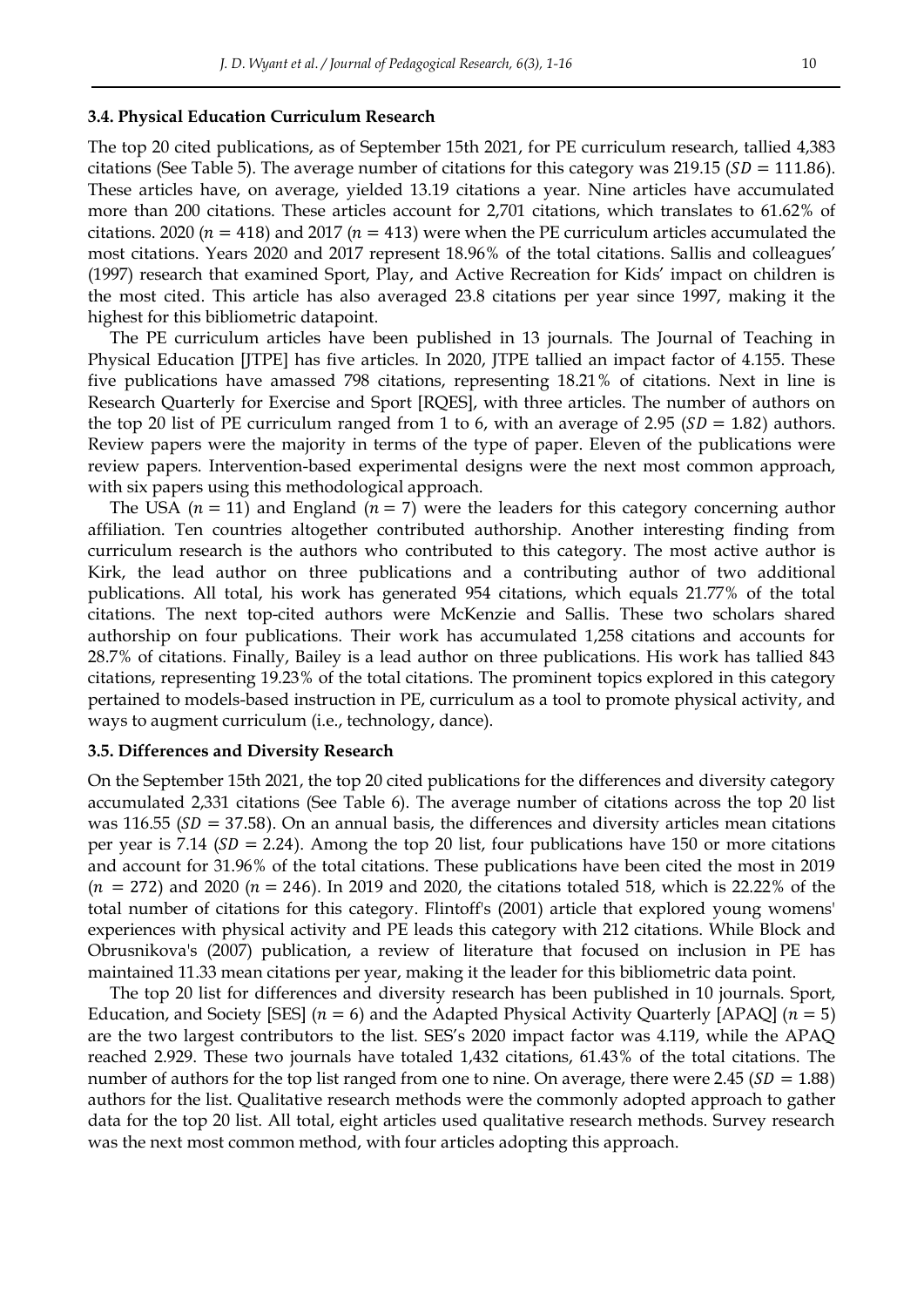### 3.4. Physical Education Curriculum Research

The top 20 cited publications, as of September 15th 2021, for PE curriculum research, tallied 4,383 citations (See Table 5). The average number of citations for this category was 219.15 ($SD = 111.86$). These articles have, on average, yielded 13.19 citations a year. Nine articles have accumulated more than 200 citations. These articles account for 2,701 citations, which translates to 61.62% of citations. 2020 ($n = 418$) and 2017 ($n = 413$) were when the PE curriculum articles accumulated the most citations. Years 2020 and 2017 represent 18.96% of the total citations. Sallis and colleagues' (1997) research that examined Sport, Play, and Active Recreation for Kids' impact on children is the most cited. This article has also averaged 23.8 citations per year since 1997, making it the highest for this bibliometric datapoint.

The PE curriculum articles have been published in 13 journals. The Journal of Teaching in Physical Education [JTPE] has five articles. In 2020, JTPE tallied an impact factor of 4.155. These five publications have amassed 798 citations, representing 18.21% of citations. Next in line is Research Quarterly for Exercise and Sport [RQES], with three articles. The number of authors on the top 20 list of PE curriculum ranged from 1 to 6, with an average of 2.95 ($SD = 1.82$) authors. Review papers were the majority in terms of the type of paper. Eleven of the publications were review papers. Intervention-based experimental designs were the next most common approach, with six papers using this methodological approach.

The USA ($n = 11$) and England ($n = 7$) were the leaders for this category concerning author affiliation. Ten countries altogether contributed authorship. Another interesting finding from curriculum research is the authors who contributed to this category. The most active author is Kirk, the lead author on three publications and a contributing author of two additional publications. All total, his work has generated 954 citations, which equals 21.77% of the total citations. The next top-cited authors were McKenzie and Sallis. These two scholars shared authorship on four publications. Their work has accumulated 1,258 citations and accounts for 28.7% of citations. Finally, Bailey is a lead author on three publications. His work has tallied 843 citations, representing 19.23% of the total citations. The prominent topics explored in this category pertained to models-based instruction in PE, curriculum as a tool to promote physical activity, and ways to augment curriculum (i.e., technology, dance).

### 3.5. Differences and Diversity Research

On the September 15th 2021, the top 20 cited publications for the differences and diversity category accumulated 2,331 citations (See Table 6). The average number of citations across the top 20 list was 116.55 ($SD = 37.58$). On an annual basis, the differences and diversity articles mean citations per year is 7.14 ($SD = 2.24$). Among the top 20 list, four publications have 150 or more citations and account for 31.96% of the total citations. These publications have been cited the most in 2019 ($n = 272$) and 2020 ($n = 246$). In 2019 and 2020, the citations totaled 518, which is 22.22% of the total number of citations for this category. Flintoff's (2001) article that explored young womens' experiences with physical activity and PE leads this category with 212 citations. While Block and Obrusnikova's (2007) publication, a review of literature that focused on inclusion in PE has maintained 11.33 mean citations per year, making it the leader for this bibliometric data point.

The top 20 list for differences and diversity research has been published in 10 journals. Sport, Education, and Society [SES] ($n = 6$) and the Adapted Physical Activity Quarterly [APAQ] ($n = 5$) are the two largest contributors to the list. SES's 2020 impact factor was 4.119, while the APAQ reached 2.929. These two journals have totaled 1,432 citations, 61.43% of the total citations. The number of authors for the top list ranged from one to nine. On average, there were 2.45 ($SD = 1.88$) authors for the list. Qualitative research methods were the commonly adopted approach to gather data for the top 20 list. All total, eight articles used qualitative research methods. Survey research was the next most common method, with four articles adopting this approach.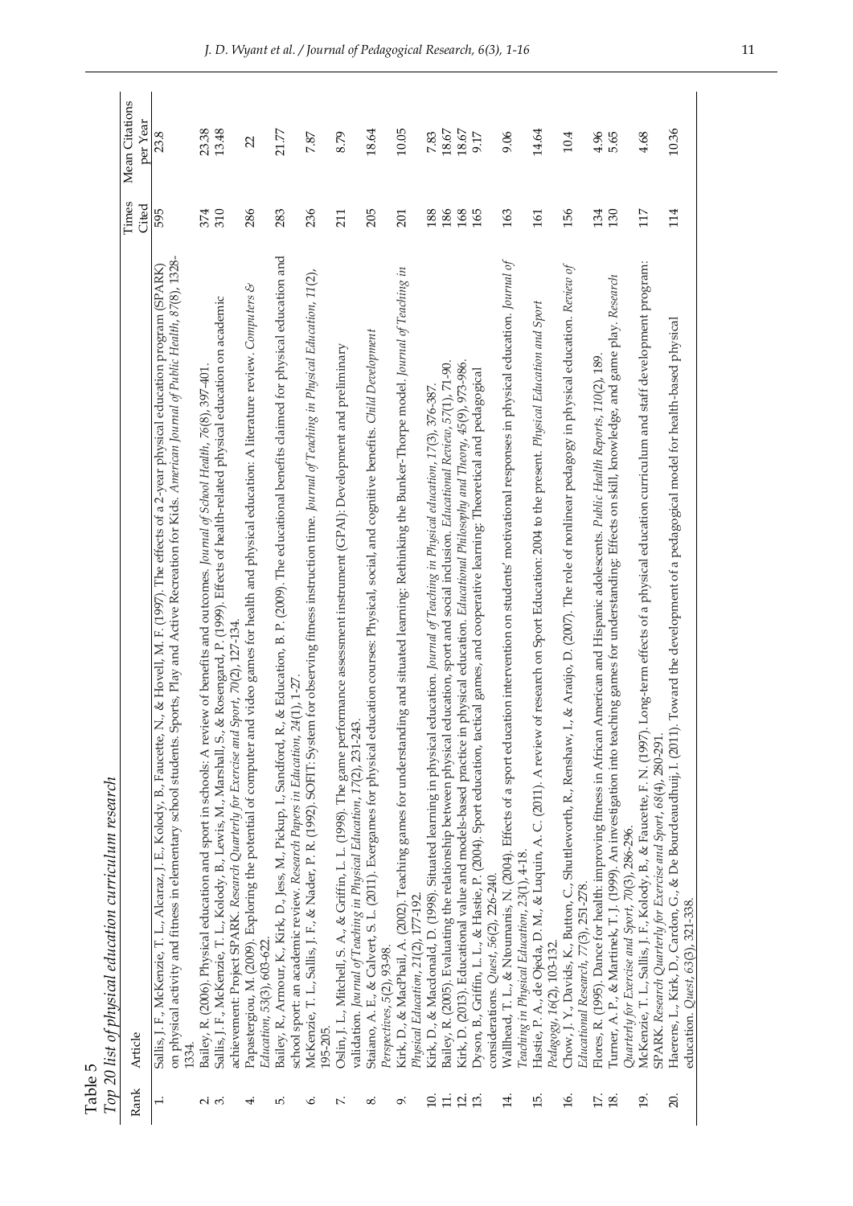Table 5
*Top 20 list of physical education curriculum research*

| Rank | Article | Times Cited | Mean Citations per Year |
|---|---|---|---|
| 1. | Sallis, J. F., McKenzie, T. L., Alcaraz, J. E., Kolody, B., Faucette, N., & Hovell, M. F. (1997). The effects of a 2-year physical education program (SPARK) on physical activity and fitness in elementary school students. Sports, Play and Active Recreation for Kids. *American Journal of Public Health, 87*(8), 1328-1334. | 595 | 23.8 |
| 2. | Bailey, R. (2006). Physical education and sport in schools: A review of benefits and outcomes. *Journal of School Health, 76*(8), 397-401. | 374 | 23.38 |
| 3. | Sallis, J. F., McKenzie, T. L., Kolody, B., Lewis, M., Marshall, S., & Rosengard, P. (1999). Effects of health-related physical education on academic achievement: Project SPARK. *Research Quarterly for Exercise and Sport, 70*(2), 127-134. | 310 | 13.48 |
| 4. | Papastergiou, M. (2009). Exploring the potential of computer and video games for health and physical education: A literature review. *Computers & Education, 53*(3), 603-622. | 286 | 22 |
| 5. | Bailey, R., Armour, K., Kirk, D., Jess, M., Pickup, I., Sandford, R., & Education, B. P. (2009). The educational benefits claimed for physical education and school sport: an academic review. *Research Papers in Education, 24*(1), 1-27. | 283 | 21.77 |
| 6. | McKenzie, T. L., Sallis, J. F., & Nader, P. R. (1992). SOFIT: System for observing fitness instruction time. *Journal of Teaching in Physical Education, 11*(2), 195-205. | 236 | 7.87 |
| 7. | Oslin, J. L., Mitchell, S. A., & Griffin, L. L. (1998). The game performance assessment instrument (GPAI): Development and preliminary validation. *Journal of Teaching in Physical Education, 17*(2), 231-243. | 211 | 8.79 |
| 8. | Staiano, A. E., & Calvert, S. L. (2011). Exergames for physical education courses: Physical, social, and cognitive benefits. *Child Development Perspectives, 5*(2), 93-98. | 205 | 18.64 |
| 9. | Kirk, D., & MacPhail, A. (2002). Teaching games for understanding and situated learning: Rethinking the Bunker-Thorpe model. *Journal of Teaching in Physical Education, 21*(2), 177-192. | 201 | 10.05 |
| 10. | Kirk, D., & Macdonald, D. (1998). Situated learning in physical education. *Journal of Teaching in Physical education, 17*(3), 376-387. | 188 | 7.83 |
| 11. | Bailey, R. (2005). Evaluating the relationship between physical education, sport and social inclusion. *Educational Review, 57*(1), 71-90. | 186 | 18.67 |
| 12. | Kirk, D. (2013). Educational value and models-based practice in physical education. *Educational Philosophy and Theory, 45*(9), 973-986. | 168 | 18.67 |
| 13. | Dyson, B., Griffin, L. L., & Hastie, P. (2004). Sport education, tactical games, and cooperative learning: Theoretical and pedagogical considerations. *Quest, 56*(2), 226-240. | 165 | 9.17 |
| 14. | Wallhead, T. L., & Ntoumanis, N. (2004). Effects of a sport education intervention on students' motivational responses in physical education. *Journal of Teaching in Physical Education, 23*(1), 4-18. | 163 | 9.06 |
| 15. | Hastie, P. A., de Ojeda, D. M., & Luquin, A. C. (2011). A review of research on Sport Education: 2004 to the present. *Physical Education and Sport Pedagogy, 16*(2), 103-132. | 161 | 14.64 |
| 16. | Chow, J. Y., Davids, K., Button, C., Shuttleworth, R., Renshaw, I., & Araújo, D. (2007). The role of nonlinear pedagogy in physical education. *Review of Educational Research, 77*(3), 251-278. | 156 | 10.4 |
| 17. | Flores, R. (1995). Dance for health: improving fitness in African American and Hispanic adolescents. *Public Health Reports, 110*(2), 189. | 134 | 4.96 |
| 18. | Turner, A. P., & Martinek, T. J. (1999). An investigation into teaching games for understanding: Effects on skill, knowledge, and game play. *Research Quarterly for Exercise and Sport, 70*(3), 286-296. | 130 | 5.65 |
| 19. | McKenzie, T. L., Sallis, J. F., Kolody, B., & Faucette, F. N. (1997). Long-term effects of a physical education curriculum and staff development program: SPARK. *Research Quarterly for Exercise and Sport, 68*(4), 280-291. | 117 | 4.68 |
| 20. | Haerens, L., Kirk, D., Cardon, G., & De Bourdeaudhuij, I. (2011). Toward the development of a pedagogical model for health-based physical education. *Quest, 63*(3), 321-338. | 114 | 10.36 |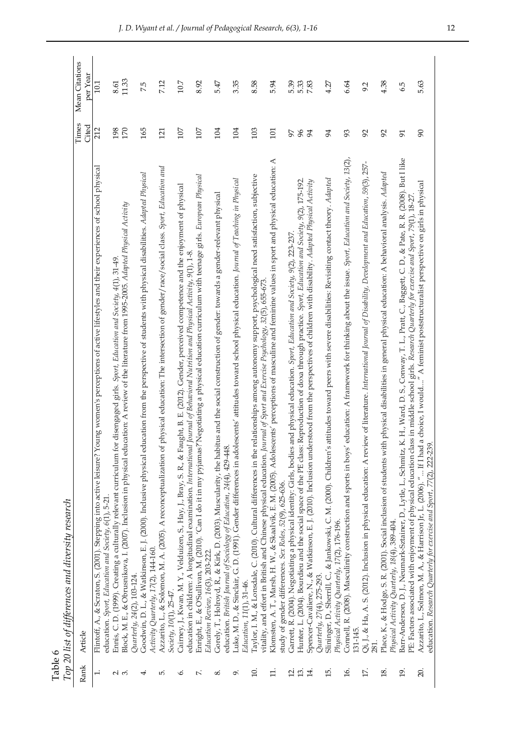Table 6

*Top 20 list of differences and diversity research*

| Rank | Article | Times Cited | Mean Citations per Year |
|---|---|---|---|
| 1. | Flintoff, A., & Scraton, S. (2001). Stepping into active leisure? Young women's perceptions of active lifestyles and their experiences of school physical education. *Sport, Education and Society, 6*(1), 5-21. | 212 | 10.1 |
| 2. | Ennis, C. D. (1999). Creating a culturally relevant curriculum for disengaged girls. *Sport, Education and Society, 4*(1), 31-49. | 198 | 8.61 |
| 3. | Block, M. E., & Obrusnikova, I. (2007). Inclusion in physical education: A review of the literature from 1995-2005. *Adapted Physical Activity Quarterly, 24*(2), 103-124. | 170 | 11.33 |
| 4. | Goodwin, D. L., & Watkinson, E. J. (2000). Inclusive physical education from the perspective of students with physical disabilities. *Adapted Physical Activity Quarterly, 17*(2), 144-160. | 165 | 7.5 |
| 5. | Azzarito, L., & Solomon, M. A. (2005). A reconceptualization of physical education: The intersection of gender/race/social class. *Sport, Education and Society, 10*(1), 25-47. | 121 | 7.12 |
| 6. | Cairney, J., Kwan, M. Y., Velduizen, S., Hay, J., Bray, S. R., & Faught, B. E. (2012). Gender, perceived competence and the enjoyment of physical education in children: A longitudinal examination. *International Journal of Behavioral Nutrition and Physical Activity, 9*(1), 1-8. | 107 | 10.7 |
| 7. | Enright, E., & O'Sullivan, M. (2010). 'Can I do it in my pyjamas?'Negotiating a physical education curriculum with teenage girls. *European Physical Education Review, 16*(3), 203-222. | 107 | 8.92 |
| 8. | Gorely, T., Holroyd, R., & Kirk, D. (2003). Muscularity, the habitus and the social construction of gender: towards a gender-relevant physical education. *British Journal of Sociology of Education, 24*(4), 429-448. | 104 | 5.47 |
| 9. | Luke, M. D., & Sinclair, G. D. (1991). Gender differences in adolescents' attitudes toward school physical education. *Journal of Teaching in Physical Education, 11*(1), 31-46. | 104 | 3.35 |
| 10. | Taylor, I. M., & Lonsdale, C. (2010). Cultural differences in the relationships among autonomy support, psychological need satisfaction, subjective vitality, and effort in British and Chinese physical education. *Journal of Sport and Exercise Psychology, 32*(5), 655-673. | 103 | 8.58 |
| 11. | Klomsten, A. T., Marsh, H. W., & Skaalvik, E. M. (2005). Adolescents' perceptions of masculine and feminine values in sport and physical education: A study of gender differences. *Sex Roles, 52*(9), 625-636. | 101 | 5.94 |
| 12. | Garrett, R. (2004). Negotiating a physical identity: Girls, bodies and physical education. *Sport, Education and Society, 9*(2), 223-237. | 97 | 5.39 |
| 13. | Hunter, L. (2004). Bourdieu and the social space of the PE class: Reproduction of doxa through practice. *Sport, Education and Society, 9*(2), 175-192. | 96 | 5.33 |
| 14. | Spencer-Cavaliere, N., & Watkinson, E. J. (2010). Inclusion understood from the perspectives of children with disability. *Adapted Physical Activity Quarterly, 27*(4), 275-293. | 94 | 7.83 |
| 15. | Slininger, D., Sherrill, C., & Jankowski, C. M. (2000). Children's attitudes toward peers with severe disabilities: Revisiting contact theory. *Adapted Physical Activity Quarterly, 17*(2), 176-196. | 94 | 4.27 |
| 16. | Connell, R. (2008). Masculinity construction and sports in boys' education: A framework for thinking about the issue. *Sport, Education and Society, 13*(2), 131-145. | 93 | 6.64 |
| 17. | Qi, J., & Ha, A. S. (2012). Inclusion in physical education: A review of literature. *International Journal of Disability, Development and Education, 59*(3), 257-281. | 92 | 9.2 |
| 18. | Place, K., & Hodge, S. R. (2001). Social inclusion of students with physical disabilities in general physical education: A behavioral analysis. *Adapted Physical Activity Quarterly, 18*(4), 389-404. | 92 | 4.38 |
| 19. | Barr-Anderson, D. J., Neumark-Sztainer, D., Lytle, L., Schmitz, K. H., Ward, D. S., Conway, T. L., Pratt, C., Baggett, C. D., & Pate, R. R. (2008). But I like PE: Factors associated with enjoyment of physical education class in middle school girls. *Research Quarterly for exercise and Sport, 79*(1), 18-27. | 91 | 6.5 |
| 20. | Azzarito, L., Solmon, M. A., & Harrison Jr, L. (2006). "... If I had a choice, I would...." A feminist poststructuralist perspective on girls in physical education. *Research Quarterly for exercise and Sport, 77*(2), 222-239. | 90 | 5.63 |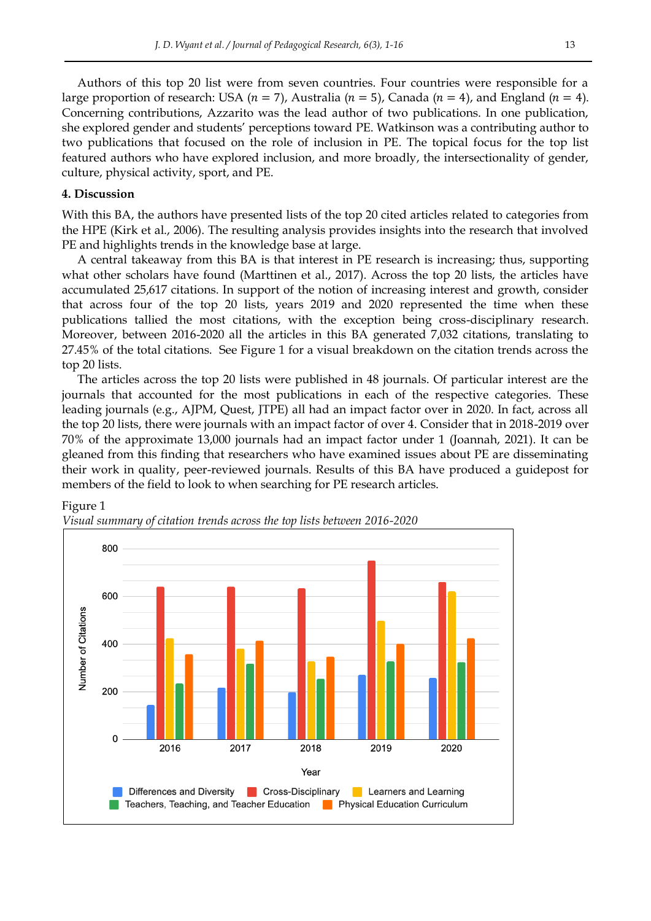Authors of this top 20 list were from seven countries. Four countries were responsible for a large proportion of research: USA (*n* = 7), Australia (*n* = 5), Canada (*n* = 4), and England (*n* = 4). Concerning contributions, Azzarito was the lead author of two publications. In one publication, she explored gender and students' perceptions toward PE. Watkinson was a contributing author to two publications that focused on the role of inclusion in PE. The topical focus for the top list featured authors who have explored inclusion, and more broadly, the intersectionality of gender, culture, physical activity, sport, and PE.

## 4. Discussion

With this BA, the authors have presented lists of the top 20 cited articles related to categories from the HPE (Kirk et al., 2006). The resulting analysis provides insights into the research that involved PE and highlights trends in the knowledge base at large.

A central takeaway from this BA is that interest in PE research is increasing; thus, supporting what other scholars have found (Marttinen et al., 2017). Across the top 20 lists, the articles have accumulated 25,617 citations. In support of the notion of increasing interest and growth, consider that across four of the top 20 lists, years 2019 and 2020 represented the time when these publications tallied the most citations, with the exception being cross-disciplinary research. Moreover, between 2016-2020 all the articles in this BA generated 7,032 citations, translating to 27.45% of the total citations. See Figure 1 for a visual breakdown on the citation trends across the top 20 lists.

The articles across the top 20 lists were published in 48 journals. Of particular interest are the journals that accounted for the most publications in each of the respective categories. These leading journals (e.g., AJPM, Quest, JTPE) all had an impact factor over in 2020. In fact, across all the top 20 lists, there were journals with an impact factor of over 4. Consider that in 2018-2019 over 70% of the approximate 13,000 journals had an impact factor under 1 (Joannah, 2021). It can be gleaned from this finding that researchers who have examined issues about PE are disseminating their work in quality, peer-reviewed journals. Results of this BA have produced a guidepost for members of the field to look to when searching for PE research articles.

Figure 1

*Visual summary of citation trends across the top lists between 2016-2020*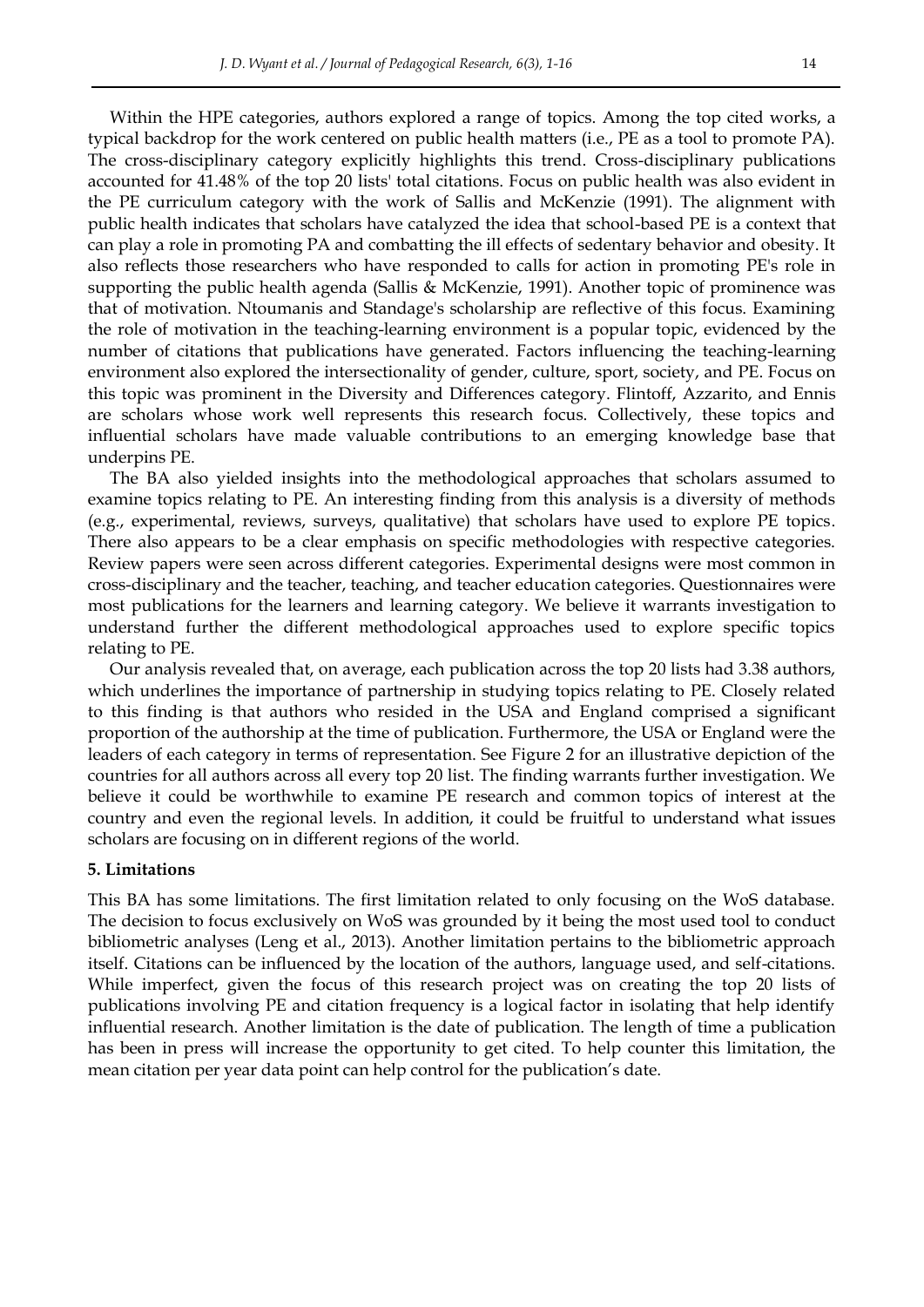Within the HPE categories, authors explored a range of topics. Among the top cited works, a typical backdrop for the work centered on public health matters (i.e., PE as a tool to promote PA). The cross-disciplinary category explicitly highlights this trend. Cross-disciplinary publications accounted for 41.48% of the top 20 lists' total citations. Focus on public health was also evident in the PE curriculum category with the work of Sallis and McKenzie (1991). The alignment with public health indicates that scholars have catalyzed the idea that school-based PE is a context that can play a role in promoting PA and combatting the ill effects of sedentary behavior and obesity. It also reflects those researchers who have responded to calls for action in promoting PE's role in supporting the public health agenda (Sallis & McKenzie, 1991). Another topic of prominence was that of motivation. Ntoumanis and Standage's scholarship are reflective of this focus. Examining the role of motivation in the teaching-learning environment is a popular topic, evidenced by the number of citations that publications have generated. Factors influencing the teaching-learning environment also explored the intersectionality of gender, culture, sport, society, and PE. Focus on this topic was prominent in the Diversity and Differences category. Flintoff, Azzarito, and Ennis are scholars whose work well represents this research focus. Collectively, these topics and influential scholars have made valuable contributions to an emerging knowledge base that underpins PE.

The BA also yielded insights into the methodological approaches that scholars assumed to examine topics relating to PE. An interesting finding from this analysis is a diversity of methods (e.g., experimental, reviews, surveys, qualitative) that scholars have used to explore PE topics. There also appears to be a clear emphasis on specific methodologies with respective categories. Review papers were seen across different categories. Experimental designs were most common in cross-disciplinary and the teacher, teaching, and teacher education categories. Questionnaires were most publications for the learners and learning category. We believe it warrants investigation to understand further the different methodological approaches used to explore specific topics relating to PE.

Our analysis revealed that, on average, each publication across the top 20 lists had 3.38 authors, which underlines the importance of partnership in studying topics relating to PE. Closely related to this finding is that authors who resided in the USA and England comprised a significant proportion of the authorship at the time of publication. Furthermore, the USA or England were the leaders of each category in terms of representation. See Figure 2 for an illustrative depiction of the countries for all authors across all every top 20 list. The finding warrants further investigation. We believe it could be worthwhile to examine PE research and common topics of interest at the country and even the regional levels. In addition, it could be fruitful to understand what issues scholars are focusing on in different regions of the world.

## 5. Limitations

This BA has some limitations. The first limitation related to only focusing on the WoS database. The decision to focus exclusively on WoS was grounded by it being the most used tool to conduct bibliometric analyses (Leng et al., 2013). Another limitation pertains to the bibliometric approach itself. Citations can be influenced by the location of the authors, language used, and self-citations. While imperfect, given the focus of this research project was on creating the top 20 lists of publications involving PE and citation frequency is a logical factor in isolating that help identify influential research. Another limitation is the date of publication. The length of time a publication has been in press will increase the opportunity to get cited. To help counter this limitation, the mean citation per year data point can help control for the publication's date.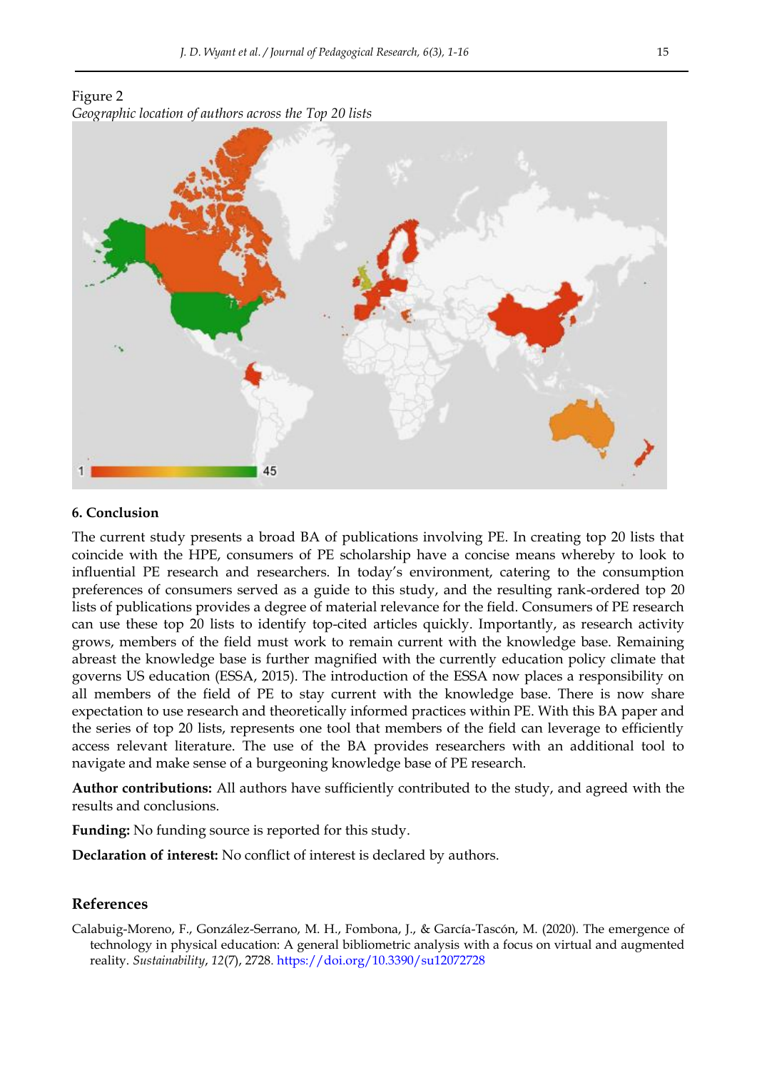Figure 2

*Geographic location of authors across the Top 20 lists*

## 6. Conclusion

The current study presents a broad BA of publications involving PE. In creating top 20 lists that coincide with the HPE, consumers of PE scholarship have a concise means whereby to look to influential PE research and researchers. In today's environment, catering to the consumption preferences of consumers served as a guide to this study, and the resulting rank-ordered top 20 lists of publications provides a degree of material relevance for the field. Consumers of PE research can use these top 20 lists to identify top-cited articles quickly. Importantly, as research activity grows, members of the field must work to remain current with the knowledge base. Remaining abreast the knowledge base is further magnified with the currently education policy climate that governs US education (ESSA, 2015). The introduction of the ESSA now places a responsibility on all members of the field of PE to stay current with the knowledge base. There is now share expectation to use research and theoretically informed practices within PE. With this BA paper and the series of top 20 lists, represents one tool that members of the field can leverage to efficiently access relevant literature. The use of the BA provides researchers with an additional tool to navigate and make sense of a burgeoning knowledge base of PE research.

**Author contributions:** All authors have sufficiently contributed to the study, and agreed with the results and conclusions.

**Funding:** No funding source is reported for this study.

**Declaration of interest:** No conflict of interest is declared by authors.

## References

Calabuig-Moreno, F., González-Serrano, M. H., Fombona, J., & García-Tascón, M. (2020). The emergence of technology in physical education: A general bibliometric analysis with a focus on virtual and augmented reality. *Sustainability*, *12*(7), 2728. https://doi.org/10.3390/su12072728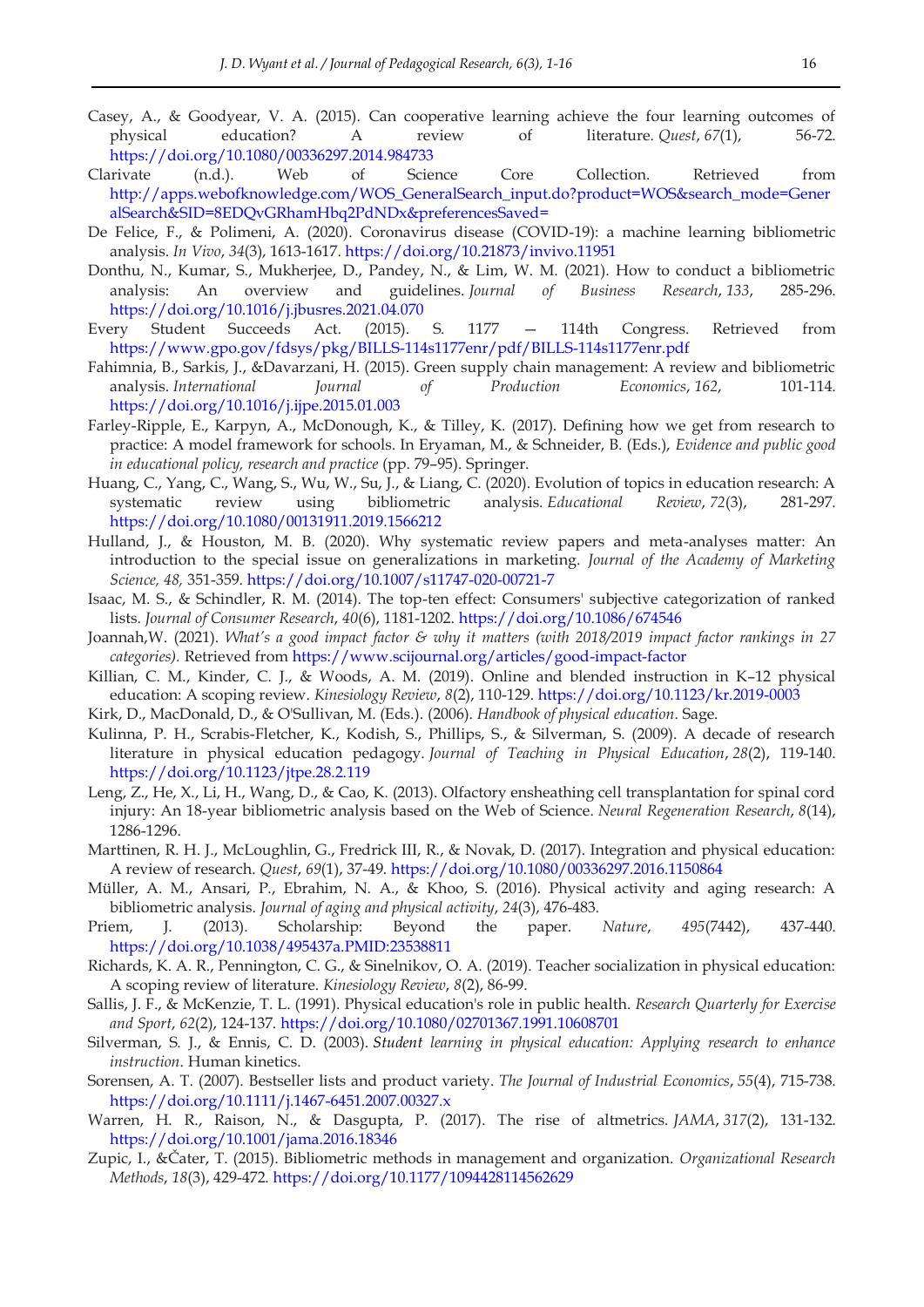Casey, A., & Goodyear, V. A. (2015). Can cooperative learning achieve the four learning outcomes of physical education? A review of literature. *Quest*, *67*(1), 56-72. https://doi.org/10.1080/00336297.2014.984733

Clarivate (n.d.). Web of Science Core Collection. Retrieved from http://apps.webofknowledge.com/WOS_GeneralSearch_input.do?product=WOS&search_mode=GeneralSearch&SID=8EDQvGRhamHbq2PdNDx&preferencesSaved=

De Felice, F., & Polimeni, A. (2020). Coronavirus disease (COVID-19): a machine learning bibliometric analysis. *In Vivo*, *34*(3), 1613-1617. https://doi.org/10.21873/invivo.11951

Donthu, N., Kumar, S., Mukherjee, D., Pandey, N., & Lim, W. M. (2021). How to conduct a bibliometric analysis: An overview and guidelines. *Journal of Business Research*, *133*, 285-296. https://doi.org/10.1016/j.jbusres.2021.04.070

Every Student Succeeds Act. (2015). S. 1177 — 114th Congress. Retrieved from https://www.gpo.gov/fdsys/pkg/BILLS-114s1177enr/pdf/BILLS-114s1177enr.pdf

Fahimnia, B., Sarkis, J., &Davarzani, H. (2015). Green supply chain management: A review and bibliometric analysis. *International Journal of Production Economics*, *162*, 101-114. https://doi.org/10.1016/j.ijpe.2015.01.003

Farley-Ripple, E., Karpyn, A., McDonough, K., & Tilley, K. (2017). Defining how we get from research to practice: A model framework for schools. In Eryaman, M., & Schneider, B. (Eds.), *Evidence and public good in educational policy, research and practice* (pp. 79–95). Springer.

Huang, C., Yang, C., Wang, S., Wu, W., Su, J., & Liang, C. (2020). Evolution of topics in education research: A systematic review using bibliometric analysis. *Educational Review*, *72*(3), 281-297. https://doi.org/10.1080/00131911.2019.1566212

Hulland, J., & Houston, M. B. (2020). Why systematic review papers and meta-analyses matter: An introduction to the special issue on generalizations in marketing. *Journal of the Academy of Marketing Science, 48,* 351-359. https://doi.org/10.1007/s11747-020-00721-7

Isaac, M. S., & Schindler, R. M. (2014). The top-ten effect: Consumers' subjective categorization of ranked lists. *Journal of Consumer Research*, *40*(6), 1181-1202. https://doi.org/10.1086/674546

Joannah,W. (2021). *What's a good impact factor & why it matters (with 2018/2019 impact factor rankings in 27 categories).* Retrieved from https://www.scijournal.org/articles/good-impact-factor

Killian, C. M., Kinder, C. J., & Woods, A. M. (2019). Online and blended instruction in K–12 physical education: A scoping review. *Kinesiology Review*, *8*(2), 110-129. https://doi.org/10.1123/kr.2019-0003

Kirk, D., MacDonald, D., & O'Sullivan, M. (Eds.). (2006). *Handbook of physical education*. Sage.

Kulinna, P. H., Scrabis-Fletcher, K., Kodish, S., Phillips, S., & Silverman, S. (2009). A decade of research literature in physical education pedagogy. *Journal of Teaching in Physical Education*, *28*(2), 119-140. https://doi.org/10.1123/jtpe.28.2.119

Leng, Z., He, X., Li, H., Wang, D., & Cao, K. (2013). Olfactory ensheathing cell transplantation for spinal cord injury: An 18-year bibliometric analysis based on the Web of Science. *Neural Regeneration Research*, *8*(14), 1286-1296.

Marttinen, R. H. J., McLoughlin, G., Fredrick III, R., & Novak, D. (2017). Integration and physical education: A review of research. *Quest*, *69*(1), 37-49. https://doi.org/10.1080/00336297.2016.1150864

Müller, A. M., Ansari, P., Ebrahim, N. A., & Khoo, S. (2016). Physical activity and aging research: A bibliometric analysis. *Journal of aging and physical activity*, *24*(3), 476-483.

Priem, J. (2013). Scholarship: Beyond the paper. *Nature*, *495*(7442), 437-440. https://doi.org/10.1038/495437a.PMID:23538811

Richards, K. A. R., Pennington, C. G., & Sinelnikov, O. A. (2019). Teacher socialization in physical education: A scoping review of literature. *Kinesiology Review*, *8*(2), 86-99.

Sallis, J. F., & McKenzie, T. L. (1991). Physical education's role in public health. *Research Quarterly for Exercise and Sport*, *62*(2), 124-137. https://doi.org/10.1080/02701367.1991.10608701

Silverman, S. J., & Ennis, C. D. (2003). *Student learning in physical education: Applying research to enhance instruction*. Human kinetics.

Sorensen, A. T. (2007). Bestseller lists and product variety. *The Journal of Industrial Economics*, *55*(4), 715-738. https://doi.org/10.1111/j.1467-6451.2007.00327.x

Warren, H. R., Raison, N., & Dasgupta, P. (2017). The rise of altmetrics. *JAMA*, *317*(2), 131-132. https://doi.org/10.1001/jama.2016.18346

Zupic, I., &Čater, T. (2015). Bibliometric methods in management and organization. *Organizational Research Methods*, *18*(3), 429-472. https://doi.org/10.1177/1094428114562629